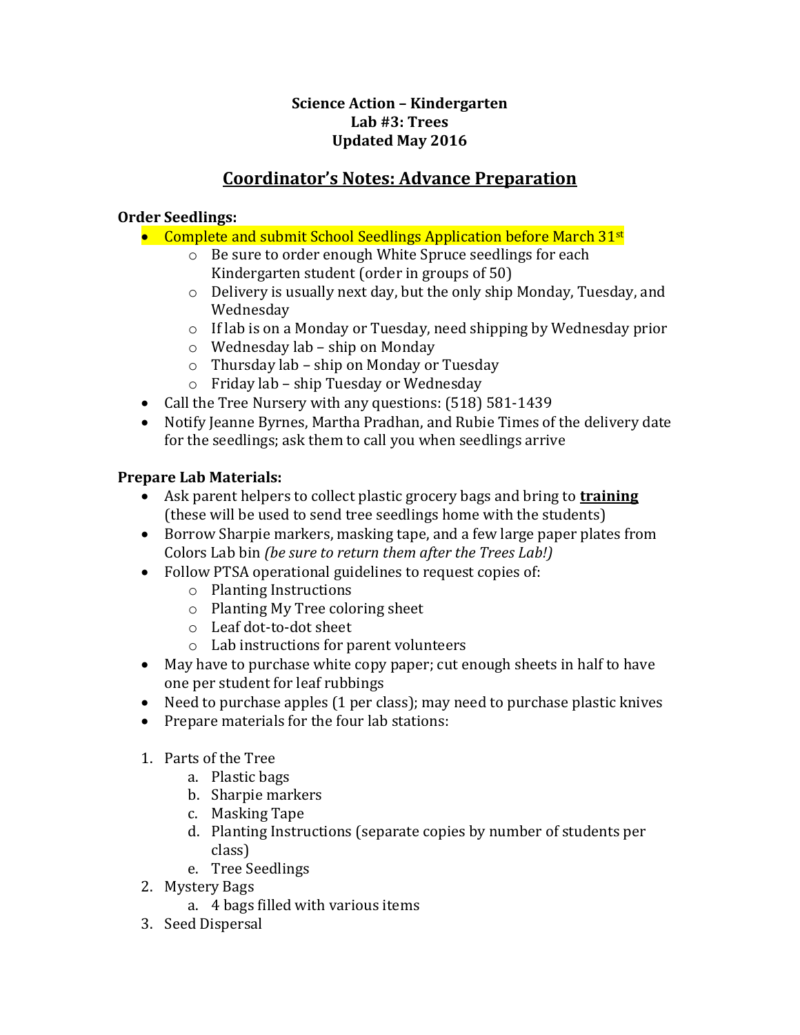**Science Action – Kindergarten**
**Lab #3: Trees**
**Updated May 2016**

## Coordinator's Notes: Advance Preparation

**Order Seedlings:**

- Complete and submit School Seedlings Application before March 31st
  - Be sure to order enough White Spruce seedlings for each Kindergarten student (order in groups of 50)
  - Delivery is usually next day, but the only ship Monday, Tuesday, and Wednesday
  - If lab is on a Monday or Tuesday, need shipping by Wednesday prior
  - Wednesday lab – ship on Monday
  - Thursday lab – ship on Monday or Tuesday
  - Friday lab – ship Tuesday or Wednesday
- Call the Tree Nursery with any questions: (518) 581-1439
- Notify Jeanne Byrnes, Martha Pradhan, and Rubie Times of the delivery date for the seedlings; ask them to call you when seedlings arrive

**Prepare Lab Materials:**

- Ask parent helpers to collect plastic grocery bags and bring to **training** (these will be used to send tree seedlings home with the students)
- Borrow Sharpie markers, masking tape, and a few large paper plates from Colors Lab bin *(be sure to return them after the Trees Lab!)*
- Follow PTSA operational guidelines to request copies of:
  - Planting Instructions
  - Planting My Tree coloring sheet
  - Leaf dot-to-dot sheet
  - Lab instructions for parent volunteers
- May have to purchase white copy paper; cut enough sheets in half to have one per student for leaf rubbings
- Need to purchase apples (1 per class); may need to purchase plastic knives
- Prepare materials for the four lab stations:

1. Parts of the Tree
   a. Plastic bags
   b. Sharpie markers
   c. Masking Tape
   d. Planting Instructions (separate copies by number of students per class)
   e. Tree Seedlings
2. Mystery Bags
   a. 4 bags filled with various items
3. Seed Dispersal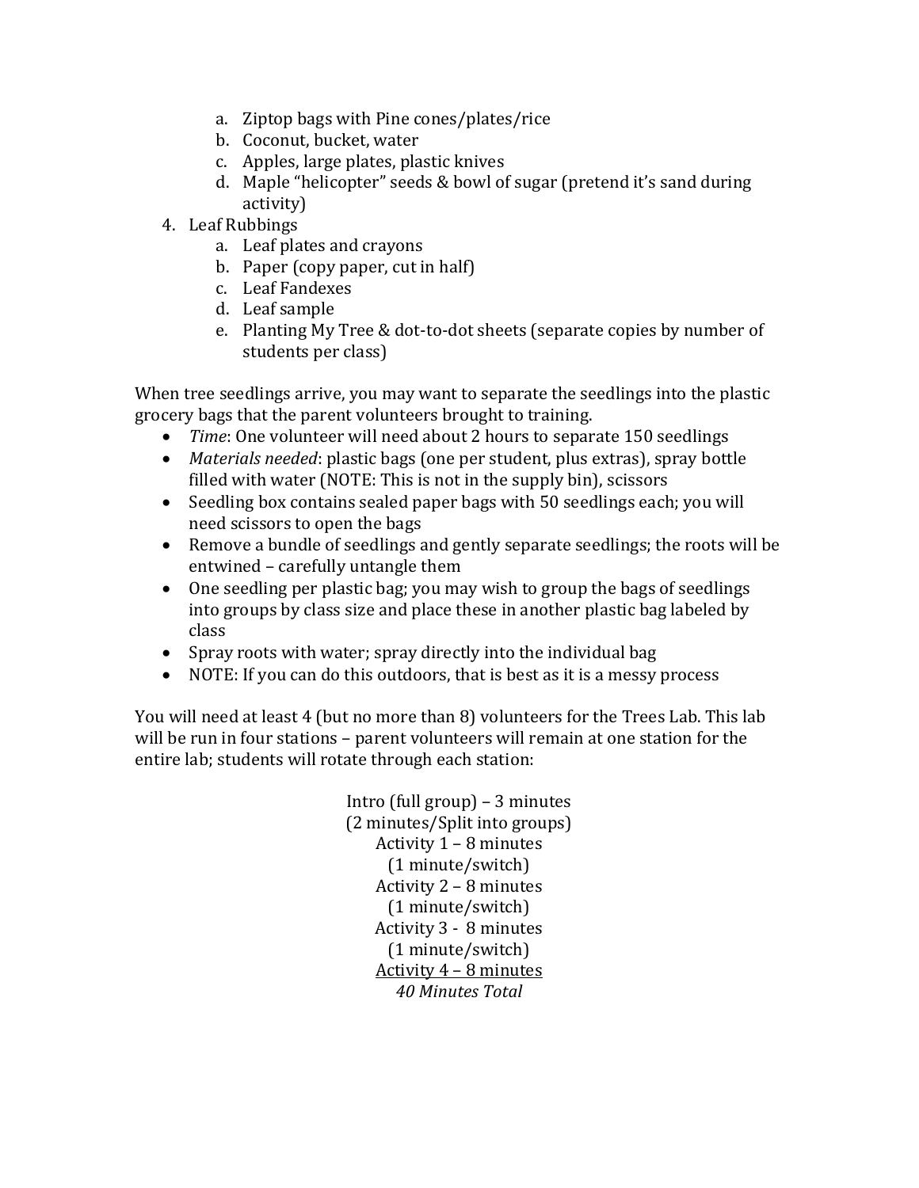a. Ziptop bags with Pine cones/plates/rice
   b. Coconut, bucket, water
   c. Apples, large plates, plastic knives
   d. Maple "helicopter" seeds & bowl of sugar (pretend it's sand during activity)
4. Leaf Rubbings
   a. Leaf plates and crayons
   b. Paper (copy paper, cut in half)
   c. Leaf Fandexes
   d. Leaf sample
   e. Planting My Tree & dot-to-dot sheets (separate copies by number of students per class)

When tree seedlings arrive, you may want to separate the seedlings into the plastic grocery bags that the parent volunteers brought to training.

- *Time*: One volunteer will need about 2 hours to separate 150 seedlings
- *Materials needed*: plastic bags (one per student, plus extras), spray bottle filled with water (NOTE: This is not in the supply bin), scissors
- Seedling box contains sealed paper bags with 50 seedlings each; you will need scissors to open the bags
- Remove a bundle of seedlings and gently separate seedlings; the roots will be entwined – carefully untangle them
- One seedling per plastic bag; you may wish to group the bags of seedlings into groups by class size and place these in another plastic bag labeled by class
- Spray roots with water; spray directly into the individual bag
- NOTE: If you can do this outdoors, that is best as it is a messy process

You will need at least 4 (but no more than 8) volunteers for the Trees Lab. This lab will be run in four stations – parent volunteers will remain at one station for the entire lab; students will rotate through each station:

Intro (full group) – 3 minutes
(2 minutes/Split into groups)
Activity 1 – 8 minutes
(1 minute/switch)
Activity 2 – 8 minutes
(1 minute/switch)
Activity 3 - 8 minutes
(1 minute/switch)
<u>Activity 4 – 8 minutes</u>
*40 Minutes Total*